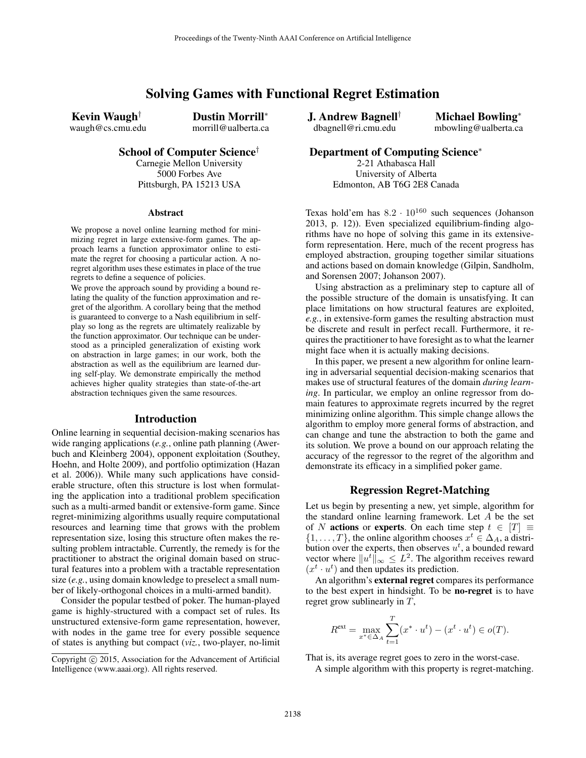# Solving Games with Functional Regret Estimation

**Kevin Waugh**[†]
waugh@cs.cmu.edu

**Dustin Morrill**[*]
morrill@ualberta.ca

**J. Andrew Bagnell**[†]
dbagnell@ri.cmu.edu

**Michael Bowling**[*]
mbowling@ualberta.ca

**School of Computer Science**[†]
Carnegie Mellon University
5000 Forbes Ave
Pittsburgh, PA 15213 USA

**Department of Computing Science**[*]
2-21 Athabasca Hall
University of Alberta
Edmonton, AB T6G 2E8 Canada

## Abstract

We propose a novel online learning method for minimizing regret in large extensive-form games. The approach learns a function approximator online to estimate the regret for choosing a particular action. A no-regret algorithm uses these estimates in place of the true regrets to define a sequence of policies.

We prove the approach sound by providing a bound relating the quality of the function approximation and regret of the algorithm. A corollary being that the method is guaranteed to converge to a Nash equilibrium in self-play so long as the regrets are ultimately realizable by the function approximator. Our technique can be understood as a principled generalization of existing work on abstraction in large games; in our work, both the abstraction as well as the equilibrium are learned during self-play. We demonstrate empirically the method achieves higher quality strategies than state-of-the-art abstraction techniques given the same resources.

## Introduction

Online learning in sequential decision-making scenarios has wide ranging applications (*e.g.*, online path planning (Awerbuch and Kleinberg 2004), opponent exploitation (Southey, Hoehn, and Holte 2009), and portfolio optimization (Hazan et al. 2006)). While many such applications have considerable structure, often this structure is lost when formulating the application into a traditional problem specification such as a multi-armed bandit or extensive-form game. Since regret-minimizing algorithms usually require computational resources and learning time that grows with the problem representation size, losing this structure often makes the resulting problem intractable. Currently, the remedy is for the practitioner to abstract the original domain based on structural features into a problem with a tractable representation size (*e.g.*, using domain knowledge to preselect a small number of likely-orthogonal choices in a multi-armed bandit).

Consider the popular testbed of poker. The human-played game is highly-structured with a compact set of rules. Its unstructured extensive-form game representation, however, with nodes in the game tree for every possible sequence of states is anything but compact (*viz.*, two-player, no-limit Texas hold'em has $8.2 \cdot 10^{160}$ such sequences (Johanson 2013, p. 12)). Even specialized equilibrium-finding algorithms have no hope of solving this game in its extensive-form representation. Here, much of the recent progress has employed abstraction, grouping together similar situations and actions based on domain knowledge (Gilpin, Sandholm, and Sorensen 2007; Johanson 2007).

Using abstraction as a preliminary step to capture all of the possible structure of the domain is unsatisfying. It can place limitations on how structural features are exploited, *e.g.*, in extensive-form games the resulting abstraction must be discrete and result in perfect recall. Furthermore, it requires the practitioner to have foresight as to what the learner might face when it is actually making decisions.

In this paper, we present a new algorithm for online learning in adversarial sequential decision-making scenarios that makes use of structural features of the domain *during learning*. In particular, we employ an online regressor from domain features to approximate regrets incurred by the regret minimizing online algorithm. This simple change allows the algorithm to employ more general forms of abstraction, and can change and tune the abstraction to both the game and its solution. We prove a bound on our approach relating the accuracy of the regressor to the regret of the algorithm and demonstrate its efficacy in a simplified poker game.

## Regression Regret-Matching

Let us begin by presenting a new, yet simple, algorithm for the standard online learning framework. Let $A$ be the set of $N$ **actions** or **experts**. On each time step $t \in [T] \equiv \{1, \ldots, T\}$, the online algorithm chooses $x^t \in \Delta_A$, a distribution over the experts, then observes $u^t$, a bounded reward vector where $\|u^t\|_\infty \leq L^2$. The algorithm receives reward $(x^t \cdot u^t)$ and then updates its prediction.

An algorithm's **external regret** compares its performance to the best expert in hindsight. To be **no-regret** is to have regret grow sublinearly in $T$,

$$R^{\text{ext}} = \max_{x^* \in \Delta_A} \sum_{t=1}^{T} (x^* \cdot u^t) - (x^t \cdot u^t) \in o(T).$$

That is, its average regret goes to zero in the worst-case.

A simple algorithm with this property is regret-matching.

Copyright © 2015, Association for the Advancement of Artificial Intelligence (www.aaai.org). All rights reserved.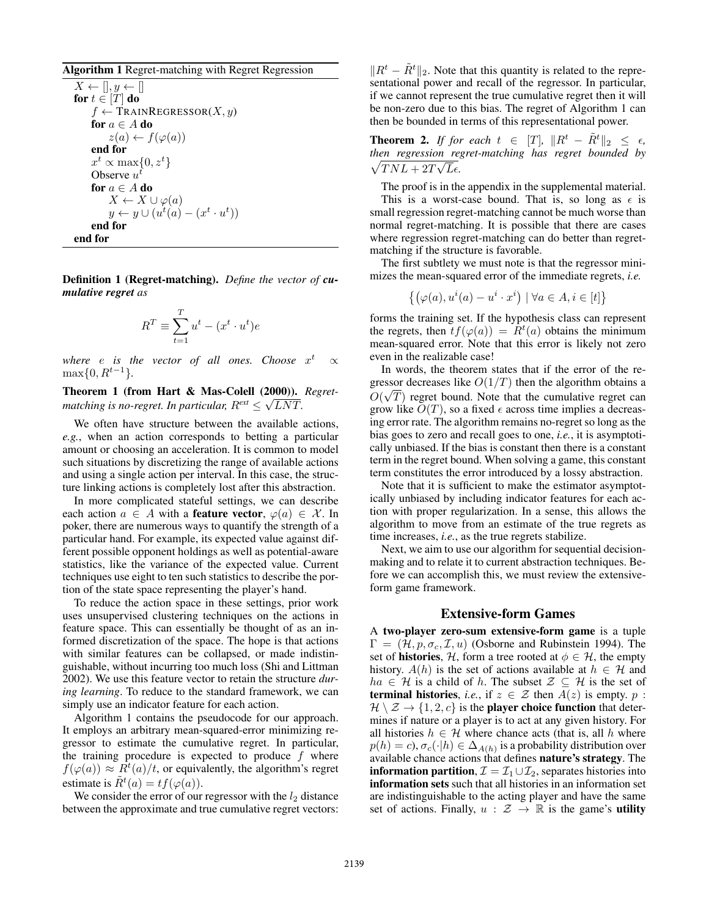**Algorithm 1** Regret-matching with Regret Regression

```
X ← [], y ← []
for t ∈ [T] do
    f ← TRAINREGRESSOR(X, y)
    for a ∈ A do
        z(a) ← f(φ(a))
    end for
    x^t ∝ max{0, z^t}
    Observe u^t
    for a ∈ A do
        X ← X ∪ φ(a)
        y ← y ∪ (u^t(a) − (x^t · u^t))
    end for
end for
```

**Definition 1 (Regret-matching).** *Define the vector of* ***cumulative regret*** *as*

$$R^T \equiv \sum_{t=1}^{T} u^t - (x^t \cdot u^t)e$$

*where $e$ is the vector of all ones. Choose $x^t \propto \max\{0, R^{t-1}\}$.*

**Theorem 1 (from Hart & Mas-Colell (2000)).** *Regret-matching is no-regret. In particular, $R^{ext} \leq \sqrt{LNT}$.*

We often have structure between the available actions, *e.g.*, when an action corresponds to betting a particular amount or choosing an acceleration. It is common to model such situations by discretizing the range of available actions and using a single action per interval. In this case, the structure linking actions is completely lost after this abstraction.

In more complicated stateful settings, we can describe each action $a \in A$ with a **feature vector**, $\varphi(a) \in \mathcal{X}$. In poker, there are numerous ways to quantify the strength of a particular hand. For example, its expected value against different possible opponent holdings as well as potential-aware statistics, like the variance of the expected value. Current techniques use eight to ten such statistics to describe the portion of the state space representing the player's hand.

To reduce the action space in these settings, prior work uses unsupervised clustering techniques on the actions in feature space. This can essentially be thought of as an informed discretization of the space. The hope is that actions with similar features can be collapsed, or made indistinguishable, without incurring too much loss (Shi and Littman 2002). We use this feature vector to retain the structure *during learning*. To reduce to the standard framework, we can simply use an indicator feature for each action.

Algorithm 1 contains the pseudocode for our approach. It employs an arbitrary mean-squared-error minimizing regressor to estimate the cumulative regret. In particular, the training procedure is expected to produce $f$ where $f(\varphi(a)) \approx R^t(a)/t$, or equivalently, the algorithm's regret estimate is $\tilde{R}^t(a) = tf(\varphi(a))$.

We consider the error of our regressor with the $l_2$ distance between the approximate and true cumulative regret vectors: $\|R^t - \tilde{R}^t\|_2$. Note that this quantity is related to the representational power and recall of the regressor. In particular, if we cannot represent the true cumulative regret then it will be non-zero due to this bias. The regret of Algorithm 1 can then be bounded in terms of this representational power.

**Theorem 2.** *If for each $t \in [T]$, $\|R^t - \tilde{R}^t\|_2 \leq \epsilon$, then regression regret-matching has regret bounded by $\sqrt{TNL} + 2T\sqrt{L}\epsilon$.*

The proof is in the appendix in the supplemental material.

This is a worst-case bound. That is, so long as $\epsilon$ is small regression regret-matching cannot be much worse than normal regret-matching. It is possible that there are cases where regression regret-matching can do better than regret-matching if the structure is favorable.

The first subtlety we must note is that the regressor minimizes the mean-squared error of the immediate regrets, *i.e.*

$$\left\{ \left( \varphi(a), u^i(a) - u^i \cdot x^i \right) \mid \forall a \in A, i \in [t] \right\}$$

forms the training set. If the hypothesis class can represent the regrets, then $tf(\varphi(a)) = R^t(a)$ obtains the minimum mean-squared error. Note that this error is likely not zero even in the realizable case!

In words, the theorem states that if the error of the regressor decreases like $O(1/T)$ then the algorithm obtains a $O(\sqrt{T})$ regret bound. Note that the cumulative regret can grow like $O(T)$, so a fixed $\epsilon$ across time implies a decreasing error rate. The algorithm remains no-regret so long as the bias goes to zero and recall goes to one, *i.e.*, it is asymptotically unbiased. If the bias is constant then there is a constant term in the regret bound. When solving a game, this constant term constitutes the error introduced by a lossy abstraction.

Note that it is sufficient to make the estimator asymptotically unbiased by including indicator features for each action with proper regularization. In a sense, this allows the algorithm to move from an estimate of the true regrets as time increases, *i.e.*, as the true regrets stabilize.

Next, we aim to use our algorithm for sequential decision-making and to relate it to current abstraction techniques. Before we can accomplish this, we must review the extensive-form game framework.

## Extensive-form Games

A **two-player zero-sum extensive-form game** is a tuple $\Gamma = (\mathcal{H}, p, \sigma_c, \mathcal{I}, u)$ (Osborne and Rubinstein 1994). The set of **histories**, $\mathcal{H}$, form a tree rooted at $\phi \in \mathcal{H}$, the empty history. $A(h)$ is the set of actions available at $h \in \mathcal{H}$ and $ha \in \mathcal{H}$ is a child of $h$. The subset $\mathcal{Z} \subseteq \mathcal{H}$ is the set of **terminal histories**, *i.e.*, if $z \in \mathcal{Z}$ then $A(z)$ is empty. $p : \mathcal{H} \setminus \mathcal{Z} \to \{1, 2, c\}$ is the **player choice function** that determines if nature or a player is to act at any given history. For all histories $h \in \mathcal{H}$ where chance acts (that is, all $h$ where $p(h) = c$), $\sigma_c(\cdot|h) \in \Delta_{A(h)}$ is a probability distribution over available chance actions that defines **nature's strategy**. The **information partition**, $\mathcal{I} = \mathcal{I}_1 \cup \mathcal{I}_2$, separates histories into **information sets** such that all histories in an information set are indistinguishable to the acting player and have the same set of actions. Finally, $u : \mathcal{Z} \to \mathbb{R}$ is the game's **utility**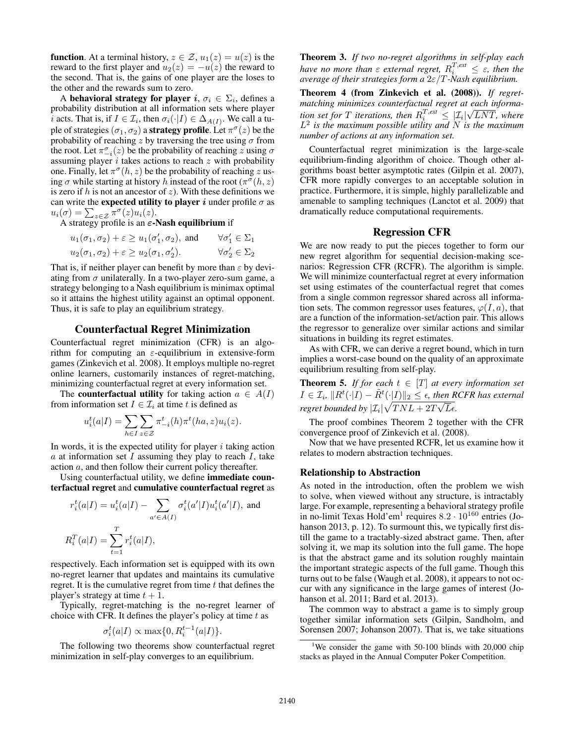**function**. At a terminal history, $z \in \mathcal{Z}$, $u_1(z) = u(z)$ is the reward to the first player and $u_2(z) = -u(z)$ the reward to the second. That is, the gains of one player are the loses to the other and the rewards sum to zero.

A **behavioral strategy for player $i$**, $\sigma_i \in \Sigma_i$, defines a probability distribution at all information sets where player $i$ acts. That is, if $I \in \mathcal{I}_i$, then $\sigma_i(\cdot|I) \in \Delta_{A(I)}$. We call a tuple of strategies $(\sigma_1, \sigma_2)$ a **strategy profile**. Let $\pi^\sigma(z)$ be the probability of reaching $z$ by traversing the tree using $\sigma$ from the root. Let $\pi^\sigma_{-i}(z)$ be the probability of reaching $z$ using $\sigma$ assuming player $i$ takes actions to reach $z$ with probability one. Finally, let $\pi^\sigma(h, z)$ be the probability of reaching $z$ using $\sigma$ while starting at history $h$ instead of the root ($\pi^\sigma(h, z)$ is zero if $h$ is not an ancestor of $z$). With these definitions we can write the **expected utility to player $i$** under profile $\sigma$ as $u_i(\sigma) = \sum_{z \in \mathcal{Z}} \pi^\sigma(z) u_i(z)$.

A strategy profile is an **$\varepsilon$-Nash equilibrium** if

$$
\begin{aligned}
u_1(\sigma_1, \sigma_2) + \varepsilon &\geq u_1(\sigma_1', \sigma_2), \text{ and} \qquad && \forall \sigma_1' \in \Sigma_1 \\
u_2(\sigma_1, \sigma_2) + \varepsilon &\geq u_2(\sigma_1, \sigma_2'). && \forall \sigma_2' \in \Sigma_2
\end{aligned}
$$

That is, if neither player can benefit by more than $\varepsilon$ by deviating from $\sigma$ unilaterally. In a two-player zero-sum game, a strategy belonging to a Nash equilibrium is minimax optimal so it attains the highest utility against an optimal opponent. Thus, it is safe to play an equilibrium strategy.

## Counterfactual Regret Minimization

Counterfactual regret minimization (CFR) is an algorithm for computing an $\varepsilon$-equilibrium in extensive-form games (Zinkevich et al. 2008). It employs multiple no-regret online learners, customarily instances of regret-matching, minimizing counterfactual regret at every information set.

The **counterfactual utility** for taking action $a \in A(I)$ from information set $I \in \mathcal{I}_i$ at time $t$ is defined as

$$
u_i^t(a|I) = \sum_{h \in I} \sum_{z \in \mathcal{Z}} \pi^t_{-i}(h) \pi^t(ha, z) u_i(z).
$$

In words, it is the expected utility for player $i$ taking action $a$ at information set $I$ assuming they play to reach $I$, take action $a$, and then follow their current policy thereafter.

Using counterfactual utility, we define **immediate counterfactual regret** and **cumulative counterfactual regret** as

$$
r_i^t(a|I) = u_i^t(a|I) - \sum_{a' \in A(I)} \sigma_i^t(a'|I) u_i^t(a'|I), \text{ and}
$$

$$
R_i^T(a|I) = \sum_{t=1}^T r_i^t(a|I),
$$

respectively. Each information set is equipped with its own no-regret learner that updates and maintains its cumulative regret. It is the cumulative regret from time $t$ that defines the player's strategy at time $t+1$.

Typically, regret-matching is the no-regret learner of choice with CFR. It defines the player's policy at time $t$ as

$$
\sigma_i^t(a|I) \propto \max\{0, R_i^{t-1}(a|I)\}.
$$

The following two theorems show counterfactual regret minimization in self-play converges to an equilibrium.

**Theorem 3.** *If two no-regret algorithms in self-play each have no more than $\varepsilon$ external regret, $R_i^{T,ext} \leq \varepsilon$, then the average of their strategies form a $2\varepsilon/T$-Nash equilibrium.*

**Theorem 4 (from Zinkevich et al. (2008)).** *If regret-matching minimizes counterfactual regret at each information set for $T$ iterations, then $R_i^{T,ext} \leq |\mathcal{I}_i|\sqrt{LNT}$, where $L^2$ is the maximum possible utility and $N$ is the maximum number of actions at any information set.*

Counterfactual regret minimization is the large-scale equilibrium-finding algorithm of choice. Though other algorithms boast better asymptotic rates (Gilpin et al. 2007), CFR more rapidly converges to an acceptable solution in practice. Furthermore, it is simple, highly parallelizable and amenable to sampling techniques (Lanctot et al. 2009) that dramatically reduce computational requirements.

## Regression CFR

We are now ready to put the pieces together to form our new regret algorithm for sequential decision-making scenarios: Regression CFR (RCFR). The algorithm is simple. We will minimize counterfactual regret at every information set using estimates of the counterfactual regret that comes from a single common regressor shared across all information sets. The common regressor uses features, $\varphi(I, a)$, that are a function of the information-set/action pair. This allows the regressor to generalize over similar actions and similar situations in building its regret estimates.

As with CFR, we can derive a regret bound, which in turn implies a worst-case bound on the quality of an approximate equilibrium resulting from self-play.

**Theorem 5.** *If for each $t \in [T]$ at every information set $I \in \mathcal{I}_i$, $\|R^t(\cdot|I) - \tilde{R}^t(\cdot|I)\|_2 \leq \epsilon$, then RCFR has external regret bounded by $|\mathcal{I}_i|\sqrt{TNL + 2T\sqrt{L}\epsilon}$.*

The proof combines Theorem 2 together with the CFR convergence proof of Zinkevich et al. (2008).

Now that we have presented RCFR, let us examine how it relates to modern abstraction techniques.

### Relationship to Abstraction

As noted in the introduction, often the problem we wish to solve, when viewed without any structure, is intractably large. For example, representing a behavioral strategy profile in no-limit Texas Hold'em[1] requires $8.2 \cdot 10^{160}$ entries (Johanson 2013, p. 12). To surmount this, we typically first distill the game to a tractably-sized abstract game. Then, after solving it, we map its solution into the full game. The hope is that the abstract game and its solution roughly maintain the important strategic aspects of the full game. Though this turns out to be false (Waugh et al. 2008), it appears to not occur with any significance in the large games of interest (Johanson et al. 2011; Bard et al. 2013).

The common way to abstract a game is to simply group together similar information sets (Gilpin, Sandholm, and Sorensen 2007; Johanson 2007). That is, we take situations

[1] We consider the game with 50-100 blinds with 20,000 chip stacks as played in the Annual Computer Poker Competition.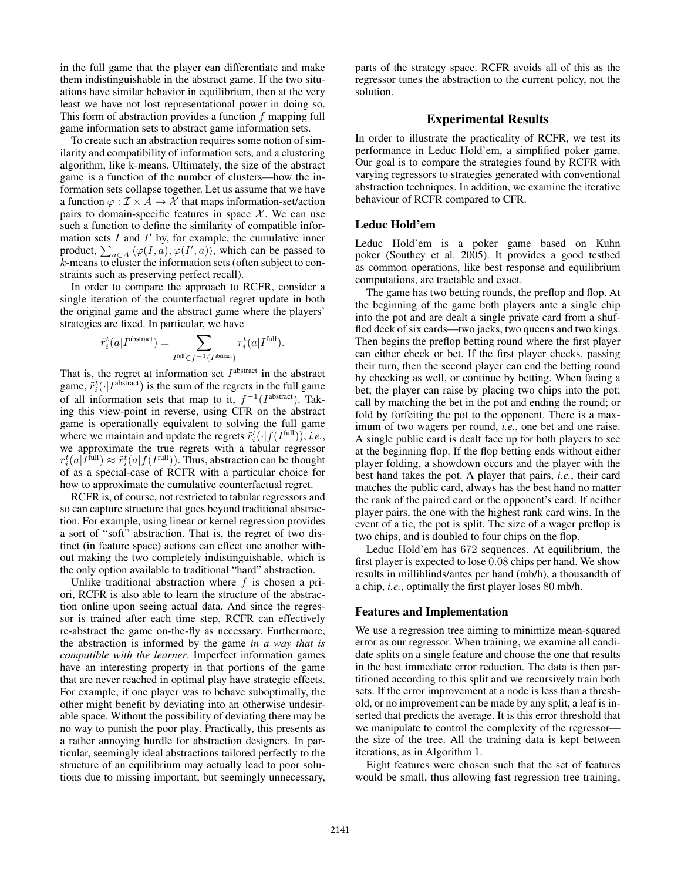in the full game that the player can differentiate and make them indistinguishable in the abstract game. If the two situations have similar behavior in equilibrium, then at the very least we have not lost representational power in doing so. This form of abstraction provides a function $f$ mapping full game information sets to abstract game information sets.

To create such an abstraction requires some notion of similarity and compatibility of information sets, and a clustering algorithm, like k-means. Ultimately, the size of the abstract game is a function of the number of clusters—how the information sets collapse together. Let us assume that we have a function $\varphi : \mathcal{I} \times A \to \mathcal{X}$ that maps information-set/action pairs to domain-specific features in space $\mathcal{X}$. We can use such a function to define the similarity of compatible information sets $I$ and $I'$ by, for example, the cumulative inner product, $\sum_{a \in A} \langle \varphi(I, a), \varphi(I', a) \rangle$, which can be passed to $k$-means to cluster the information sets (often subject to constraints such as preserving perfect recall).

In order to compare the approach to RCFR, consider a single iteration of the counterfactual regret update in both the original game and the abstract game where the players' strategies are fixed. In particular, we have

$$\tilde{r}_i^t(a|I^{\text{abstract}}) = \sum_{I^{\text{full}} \in f^{-1}(I^{\text{abstract}})} r_i^t(a|I^{\text{full}}).$$

That is, the regret at information set $I^{\text{abstract}}$ in the abstract game, $\tilde{r}_i^t(\cdot|I^{\text{abstract}})$ is the sum of the regrets in the full game of all information sets that map to it, $f^{-1}(I^{\text{abstract}})$. Taking this view-point in reverse, using CFR on the abstract game is operationally equivalent to solving the full game where we maintain and update the regrets $\tilde{r}_i^t(\cdot|f(I^{\text{full}}))$, *i.e.*, we approximate the true regrets with a tabular regressor $r_i^t(a|I^{\text{full}}) \approx \tilde{r}_i^t(a|f(I^{\text{full}}))$. Thus, abstraction can be thought of as a special-case of RCFR with a particular choice for how to approximate the cumulative counterfactual regret.

RCFR is, of course, not restricted to tabular regressors and so can capture structure that goes beyond traditional abstraction. For example, using linear or kernel regression provides a sort of "soft" abstraction. That is, the regret of two distinct (in feature space) actions can effect one another without making the two completely indistinguishable, which is the only option available to traditional "hard" abstraction.

Unlike traditional abstraction where $f$ is chosen a priori, RCFR is also able to learn the structure of the abstraction online upon seeing actual data. And since the regressor is trained after each time step, RCFR can effectively re-abstract the game on-the-fly as necessary. Furthermore, the abstraction is informed by the game *in a way that is compatible with the learner*. Imperfect information games have an interesting property in that portions of the game that are never reached in optimal play have strategic effects. For example, if one player was to behave suboptimally, the other might benefit by deviating into an otherwise undesirable space. Without the possibility of deviating there may be no way to punish the poor play. Practically, this presents as a rather annoying hurdle for abstraction designers. In particular, seemingly ideal abstractions tailored perfectly to the structure of an equilibrium may actually lead to poor solutions due to missing important, but seemingly unnecessary, parts of the strategy space. RCFR avoids all of this as the regressor tunes the abstraction to the current policy, not the solution.

## Experimental Results

In order to illustrate the practicality of RCFR, we test its performance in Leduc Hold'em, a simplified poker game. Our goal is to compare the strategies found by RCFR with varying regressors to strategies generated with conventional abstraction techniques. In addition, we examine the iterative behaviour of RCFR compared to CFR.

### Leduc Hold'em

Leduc Hold'em is a poker game based on Kuhn poker (Southey et al. 2005). It provides a good testbed as common operations, like best response and equilibrium computations, are tractable and exact.

The game has two betting rounds, the preflop and flop. At the beginning of the game both players ante a single chip into the pot and are dealt a single private card from a shuffled deck of six cards—two jacks, two queens and two kings. Then begins the preflop betting round where the first player can either check or bet. If the first player checks, passing their turn, then the second player can end the betting round by checking as well, or continue by betting. When facing a bet; the player can raise by placing two chips into the pot; call by matching the bet in the pot and ending the round; or fold by forfeiting the pot to the opponent. There is a maximum of two wagers per round, *i.e.*, one bet and one raise. A single public card is dealt face up for both players to see at the beginning flop. If the flop betting ends without either player folding, a showdown occurs and the player with the best hand takes the pot. A player that pairs, *i.e.*, their card matches the public card, always has the best hand no matter the rank of the paired card or the opponent's card. If neither player pairs, the one with the highest rank card wins. In the event of a tie, the pot is split. The size of a wager preflop is two chips, and is doubled to four chips on the flop.

Leduc Hold'em has 672 sequences. At equilibrium, the first player is expected to lose 0.08 chips per hand. We show results in milliblinds/antes per hand (mb/h), a thousandth of a chip, *i.e.*, optimally the first player loses 80 mb/h.

### Features and Implementation

We use a regression tree aiming to minimize mean-squared error as our regressor. When training, we examine all candidate splits on a single feature and choose the one that results in the best immediate error reduction. The data is then partitioned according to this split and we recursively train both sets. If the error improvement at a node is less than a threshold, or no improvement can be made by any split, a leaf is inserted that predicts the average. It is this error threshold that we manipulate to control the complexity of the regressor—the size of the tree. All the training data is kept between iterations, as in Algorithm 1.

Eight features were chosen such that the set of features would be small, thus allowing fast regression tree training,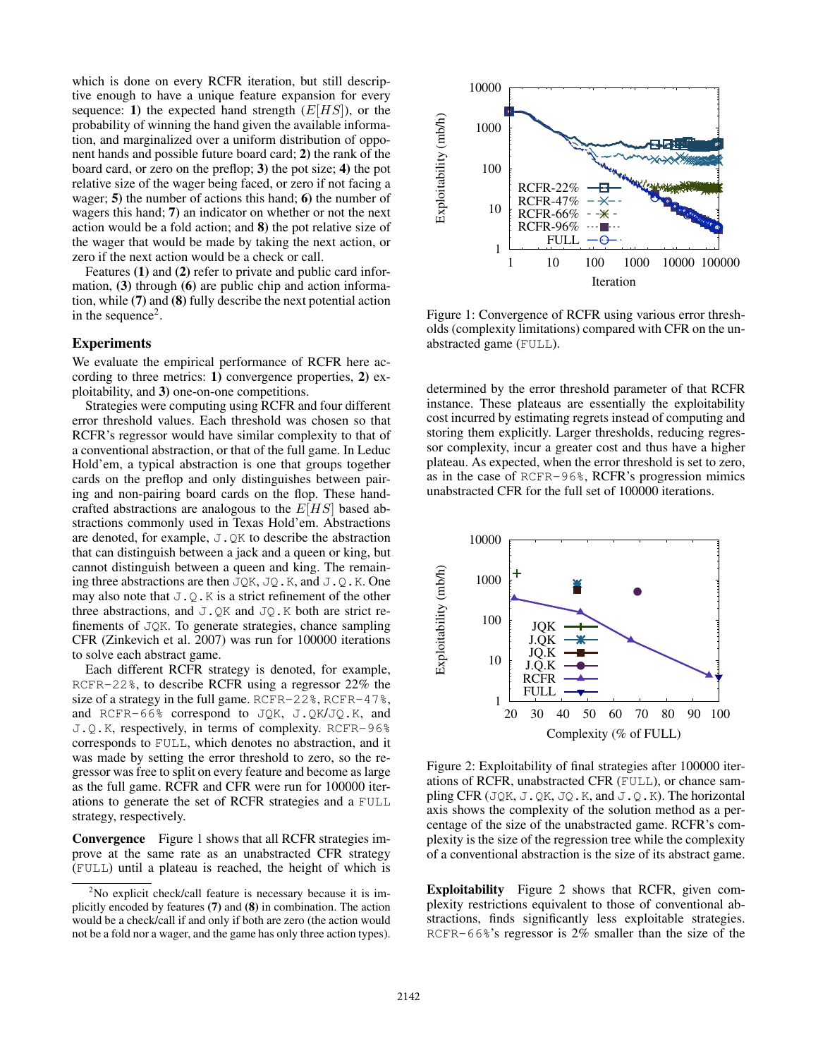which is done on every RCFR iteration, but still descriptive enough to have a unique feature expansion for every sequence: **1)** the expected hand strength ($E[HS]$), or the probability of winning the hand given the available information, and marginalized over a uniform distribution of opponent hands and possible future board card; **2)** the rank of the board card, or zero on the preflop; **3)** the pot size; **4)** the pot relative size of the wager being faced, or zero if not facing a wager; **5)** the number of actions this hand; **6)** the number of wagers this hand; **7)** an indicator on whether or not the next action would be a fold action; and **8)** the pot relative size of the wager that would be made by taking the next action, or zero if the next action would be a check or call.

Features **(1)** and **(2)** refer to private and public card information, **(3)** through **(6)** are public chip and action information, while **(7)** and **(8)** fully describe the next potential action in the sequence[2].

## Experiments

We evaluate the empirical performance of RCFR here according to three metrics: **1)** convergence properties, **2)** exploitability, and **3)** one-on-one competitions.

Strategies were computing using RCFR and four different error threshold values. Each threshold was chosen so that RCFR's regressor would have similar complexity to that of a conventional abstraction, or that of the full game. In Leduc Hold'em, a typical abstraction is one that groups together cards on the preflop and only distinguishes between pairing and non-pairing board cards on the flop. These handcrafted abstractions are analogous to the $E[HS]$ based abstractions commonly used in Texas Hold'em. Abstractions are denoted, for example, `J.QK` to describe the abstraction that can distinguish between a jack and a queen or king, but cannot distinguish between a queen and king. The remaining three abstractions are then `JQK`, `JQ.K`, and `J.Q.K`. One may also note that `J.Q.K` is a strict refinement of the other three abstractions, and `J.QK` and `JQ.K` both are strict refinements of `JQK`. To generate strategies, chance sampling CFR (Zinkevich et al. 2007) was run for 100000 iterations to solve each abstract game.

Each different RCFR strategy is denoted, for example, `RCFR-22%`, to describe RCFR using a regressor 22% the size of a strategy in the full game. `RCFR-22%`, `RCFR-47%`, and `RCFR-66%` correspond to `JQK`, `J.QK`/`JQ.K`, and `J.Q.K`, respectively, in terms of complexity. `RCFR-96%` corresponds to `FULL`, which denotes no abstraction, and it was made by setting the error threshold to zero, so the regressor was free to split on every feature and become as large as the full game. RCFR and CFR were run for 100000 iterations to generate the set of RCFR strategies and a `FULL` strategy, respectively.

**Convergence** Figure 1 shows that all RCFR strategies improve at the same rate as an unabstracted CFR strategy (`FULL`) until a plateau is reached, the height of which is determined by the error threshold parameter of that RCFR instance. These plateaus are essentially the exploitability cost incurred by estimating regrets instead of computing and storing them explicitly. Larger thresholds, reducing regressor complexity, incur a greater cost and thus have a higher plateau. As expected, when the error threshold is set to zero, as in the case of `RCFR-96%`, RCFR's progression mimics unabstracted CFR for the full set of 100000 iterations.

Figure 1: Convergence of RCFR using various error thresholds (complexity limitations) compared with CFR on the unabstracted game (`FULL`).

Figure 2: Exploitability of final strategies after 100000 iterations of RCFR, unabstracted CFR (`FULL`), or chance sampling CFR (`JQK`, `J.QK`, `JQ.K`, and `J.Q.K`). The horizontal axis shows the complexity of the solution method as a percentage of the size of the unabstracted game. RCFR's complexity is the size of the regression tree while the complexity of a conventional abstraction is the size of its abstract game.

**Exploitability** Figure 2 shows that RCFR, given complexity restrictions equivalent to those of conventional abstractions, finds significantly less exploitable strategies. `RCFR-66%`'s regressor is 2% smaller than the size of the

[2] No explicit check/call feature is necessary because it is implicitly encoded by features **(7)** and **(8)** in combination. The action would be a check/call if and only if both are zero (the action would not be a fold nor a wager, and the game has only three action types).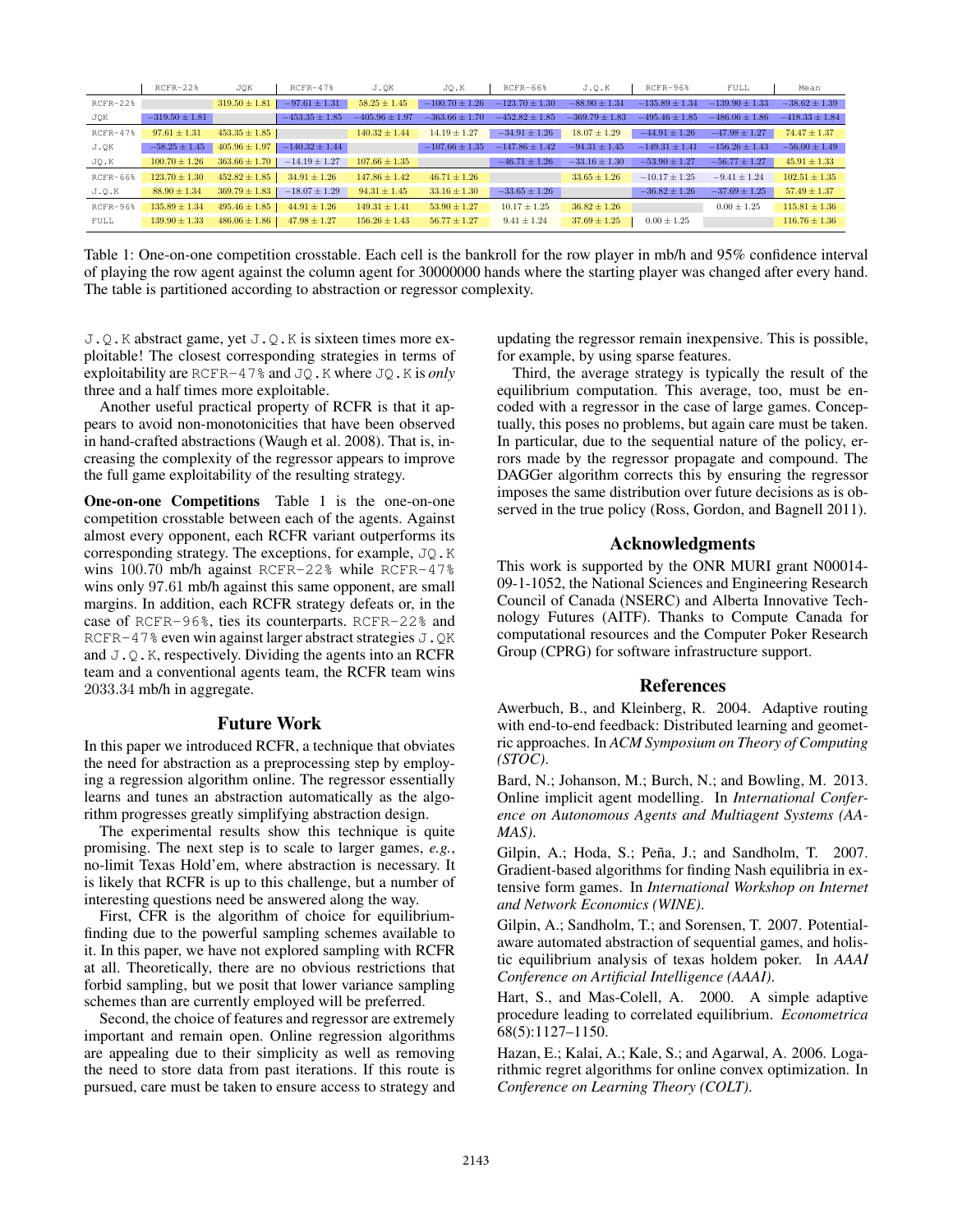| | RCFR-22% | JQK | RCFR-47% | J.QK | JQ.K | RCFR-66% | J.Q.K | RCFR-96% | FULL | Mean |
|---|---|---|---|---|---|---|---|---|---|---|
| RCFR-22% | | $319.50 \pm 1.81$ | $-97.61 \pm 1.31$ | $58.25 \pm 1.45$ | $-100.70 \pm 1.26$ | $-123.70 \pm 1.30$ | $-88.90 \pm 1.34$ | $-135.89 \pm 1.34$ | $-139.90 \pm 1.33$ | $-38.62 \pm 1.39$ |
| JQK | $-319.50 \pm 1.81$ | | $-453.35 \pm 1.85$ | $-405.96 \pm 1.97$ | $-363.66 \pm 1.70$ | $-452.82 \pm 1.85$ | $-369.79 \pm 1.83$ | $-495.46 \pm 1.85$ | $-486.06 \pm 1.86$ | $-418.33 \pm 1.84$ |
| RCFR-47% | $97.61 \pm 1.31$ | $453.35 \pm 1.85$ | | $140.32 \pm 1.44$ | $14.19 \pm 1.27$ | $-34.91 \pm 1.26$ | $18.07 \pm 1.29$ | $-44.91 \pm 1.26$ | $-47.98 \pm 1.27$ | $74.47 \pm 1.37$ |
| J.QK | $-58.25 \pm 1.45$ | $405.96 \pm 1.97$ | $-140.32 \pm 1.44$ | | $-107.66 \pm 1.35$ | $-147.86 \pm 1.42$ | $-94.31 \pm 1.45$ | $-149.31 \pm 1.41$ | $-156.26 \pm 1.43$ | $-56.00 \pm 1.49$ |
| JQ.K | $100.70 \pm 1.26$ | $363.66 \pm 1.70$ | $-14.19 \pm 1.27$ | $107.66 \pm 1.35$ | | $-46.71 \pm 1.26$ | $-33.16 \pm 1.30$ | $-53.90 \pm 1.27$ | $-56.77 \pm 1.27$ | $45.91 \pm 1.33$ |
| RCFR-66% | $123.70 \pm 1.30$ | $452.82 \pm 1.85$ | $34.91 \pm 1.26$ | $147.86 \pm 1.42$ | $46.71 \pm 1.26$ | | $33.65 \pm 1.26$ | $-10.17 \pm 1.25$ | $-9.41 \pm 1.24$ | $102.51 \pm 1.35$ |
| J.Q.K | $88.90 \pm 1.34$ | $369.79 \pm 1.83$ | $-18.07 \pm 1.29$ | $94.31 \pm 1.45$ | $33.16 \pm 1.30$ | $-33.65 \pm 1.26$ | | $-36.82 \pm 1.26$ | $-37.69 \pm 1.25$ | $57.49 \pm 1.37$ |
| RCFR-96% | $135.89 \pm 1.34$ | $495.46 \pm 1.85$ | $44.91 \pm 1.26$ | $149.31 \pm 1.41$ | $53.90 \pm 1.27$ | $10.17 \pm 1.25$ | $36.82 \pm 1.26$ | | $0.00 \pm 1.25$ | $115.81 \pm 1.36$ |
| FULL | $139.90 \pm 1.33$ | $486.06 \pm 1.86$ | $47.98 \pm 1.27$ | $156.26 \pm 1.43$ | $56.77 \pm 1.27$ | $9.41 \pm 1.24$ | $37.69 \pm 1.25$ | $0.00 \pm 1.25$ | | $116.76 \pm 1.36$ |

Table 1: One-on-one competition crosstable. Each cell is the bankroll for the row player in mb/h and 95% confidence interval of playing the row agent against the column agent for 30000000 hands where the starting player was changed after every hand. The table is partitioned according to abstraction or regressor complexity.

J.Q.K abstract game, yet J.Q.K is sixteen times more exploitable! The closest corresponding strategies in terms of exploitability are RCFR-47% and JQ.K where JQ.K is *only* three and a half times more exploitable.

Another useful practical property of RCFR is that it appears to avoid non-monotonicities that have been observed in hand-crafted abstractions (Waugh et al. 2008). That is, increasing the complexity of the regressor appears to improve the full game exploitability of the resulting strategy.

**One-on-one Competitions** Table 1 is the one-on-one competition crosstable between each of the agents. Against almost every opponent, each RCFR variant outperforms its corresponding strategy. The exceptions, for example, JQ.K wins 100.70 mb/h against RCFR-22% while RCFR-47% wins only 97.61 mb/h against this same opponent, are small margins. In addition, each RCFR strategy defeats or, in the case of RCFR-96%, ties its counterparts. RCFR-22% and RCFR-47% even win against larger abstract strategies J.QK and J.Q.K, respectively. Dividing the agents into an RCFR team and a conventional agents team, the RCFR team wins 2033.34 mb/h in aggregate.

## Future Work

In this paper we introduced RCFR, a technique that obviates the need for abstraction as a preprocessing step by employing a regression algorithm online. The regressor essentially learns and tunes an abstraction automatically as the algorithm progresses greatly simplifying abstraction design.

The experimental results show this technique is quite promising. The next step is to scale to larger games, *e.g.*, no-limit Texas Hold'em, where abstraction is necessary. It is likely that RCFR is up to this challenge, but a number of interesting questions need be answered along the way.

First, CFR is the algorithm of choice for equilibrium-finding due to the powerful sampling schemes available to it. In this paper, we have not explored sampling with RCFR at all. Theoretically, there are no obvious restrictions that forbid sampling, but we posit that lower variance sampling schemes than are currently employed will be preferred.

Second, the choice of features and regressor are extremely important and remain open. Online regression algorithms are appealing due to their simplicity as well as removing the need to store data from past iterations. If this route is pursued, care must be taken to ensure access to strategy and updating the regressor remain inexpensive. This is possible, for example, by using sparse features.

Third, the average strategy is typically the result of the equilibrium computation. This average, too, must be encoded with a regressor in the case of large games. Conceptually, this poses no problems, but again care must be taken. In particular, due to the sequential nature of the policy, errors made by the regressor propagate and compound. The DAGGer algorithm corrects this by ensuring the regressor imposes the same distribution over future decisions as is observed in the true policy (Ross, Gordon, and Bagnell 2011).

## Acknowledgments

This work is supported by the ONR MURI grant N00014-09-1-1052, the National Sciences and Engineering Research Council of Canada (NSERC) and Alberta Innovative Technology Futures (AITF). Thanks to Compute Canada for computational resources and the Computer Poker Research Group (CPRG) for software infrastructure support.

## References

Awerbuch, B., and Kleinberg, R. 2004. Adaptive routing with end-to-end feedback: Distributed learning and geometric approaches. In *ACM Symposium on Theory of Computing (STOC)*.

Bard, N.; Johanson, M.; Burch, N.; and Bowling, M. 2013. Online implicit agent modelling. In *International Conference on Autonomous Agents and Multiagent Systems (AAMAS)*.

Gilpin, A.; Hoda, S.; Peña, J.; and Sandholm, T. 2007. Gradient-based algorithms for finding Nash equilibria in extensive form games. In *International Workshop on Internet and Network Economics (WINE)*.

Gilpin, A.; Sandholm, T.; and Sorensen, T. 2007. Potential-aware automated abstraction of sequential games, and holistic equilibrium analysis of texas holdem poker. In *AAAI Conference on Artificial Intelligence (AAAI)*.

Hart, S., and Mas-Colell, A. 2000. A simple adaptive procedure leading to correlated equilibrium. *Econometrica* 68(5):1127–1150.

Hazan, E.; Kalai, A.; Kale, S.; and Agarwal, A. 2006. Logarithmic regret algorithms for online convex optimization. In *Conference on Learning Theory (COLT)*.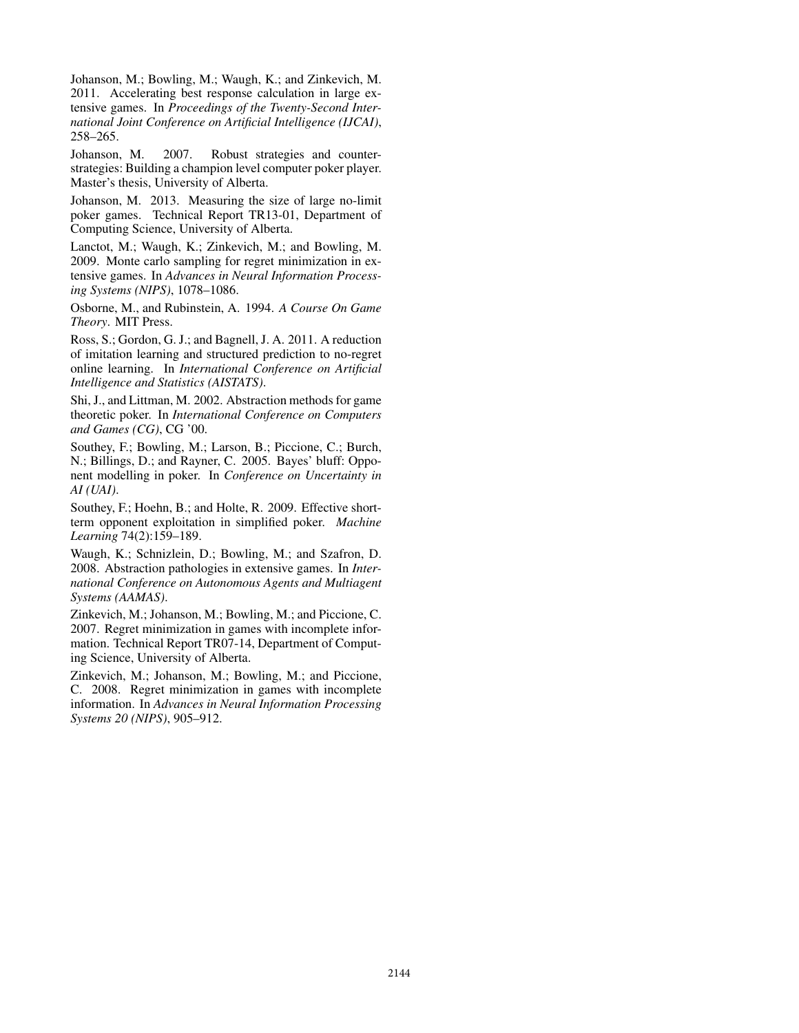Johanson, M.; Bowling, M.; Waugh, K.; and Zinkevich, M. 2011. Accelerating best response calculation in large extensive games. In *Proceedings of the Twenty-Second International Joint Conference on Artificial Intelligence (IJCAI)*, 258–265.

Johanson, M. 2007. Robust strategies and counter-strategies: Building a champion level computer poker player. Master's thesis, University of Alberta.

Johanson, M. 2013. Measuring the size of large no-limit poker games. Technical Report TR13-01, Department of Computing Science, University of Alberta.

Lanctot, M.; Waugh, K.; Zinkevich, M.; and Bowling, M. 2009. Monte carlo sampling for regret minimization in extensive games. In *Advances in Neural Information Processing Systems (NIPS)*, 1078–1086.

Osborne, M., and Rubinstein, A. 1994. *A Course On Game Theory*. MIT Press.

Ross, S.; Gordon, G. J.; and Bagnell, J. A. 2011. A reduction of imitation learning and structured prediction to no-regret online learning. In *International Conference on Artificial Intelligence and Statistics (AISTATS)*.

Shi, J., and Littman, M. 2002. Abstraction methods for game theoretic poker. In *International Conference on Computers and Games (CG)*, CG '00.

Southey, F.; Bowling, M.; Larson, B.; Piccione, C.; Burch, N.; Billings, D.; and Rayner, C. 2005. Bayes' bluff: Opponent modelling in poker. In *Conference on Uncertainty in AI (UAI)*.

Southey, F.; Hoehn, B.; and Holte, R. 2009. Effective short-term opponent exploitation in simplified poker. *Machine Learning* 74(2):159–189.

Waugh, K.; Schnizlein, D.; Bowling, M.; and Szafron, D. 2008. Abstraction pathologies in extensive games. In *International Conference on Autonomous Agents and Multiagent Systems (AAMAS)*.

Zinkevich, M.; Johanson, M.; Bowling, M.; and Piccione, C. 2007. Regret minimization in games with incomplete information. Technical Report TR07-14, Department of Computing Science, University of Alberta.

Zinkevich, M.; Johanson, M.; Bowling, M.; and Piccione, C. 2008. Regret minimization in games with incomplete information. In *Advances in Neural Information Processing Systems 20 (NIPS)*, 905–912.